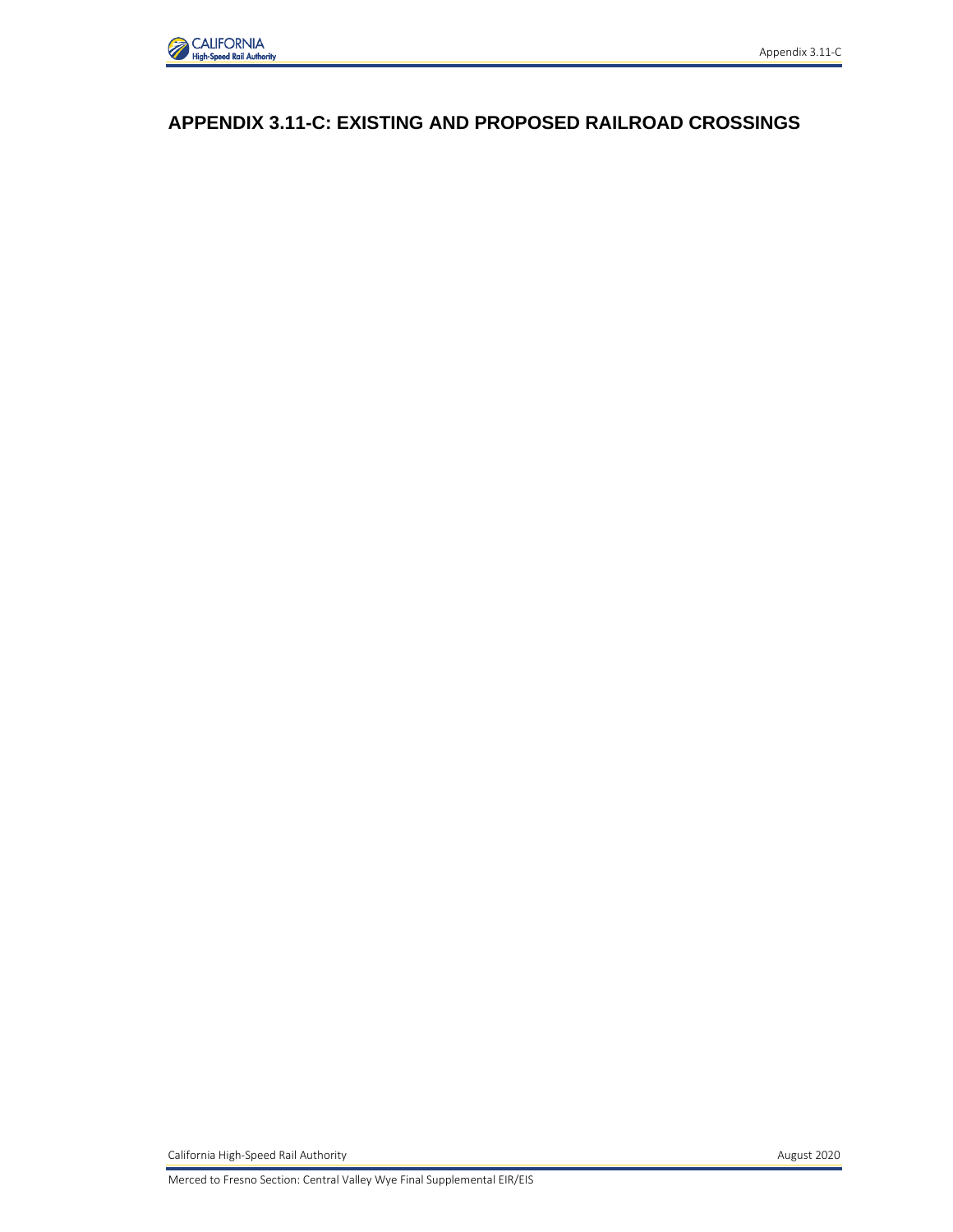# APPENDIX 3.11-C: EXISTING AND PROPOSED RAILROAD CROSSINGS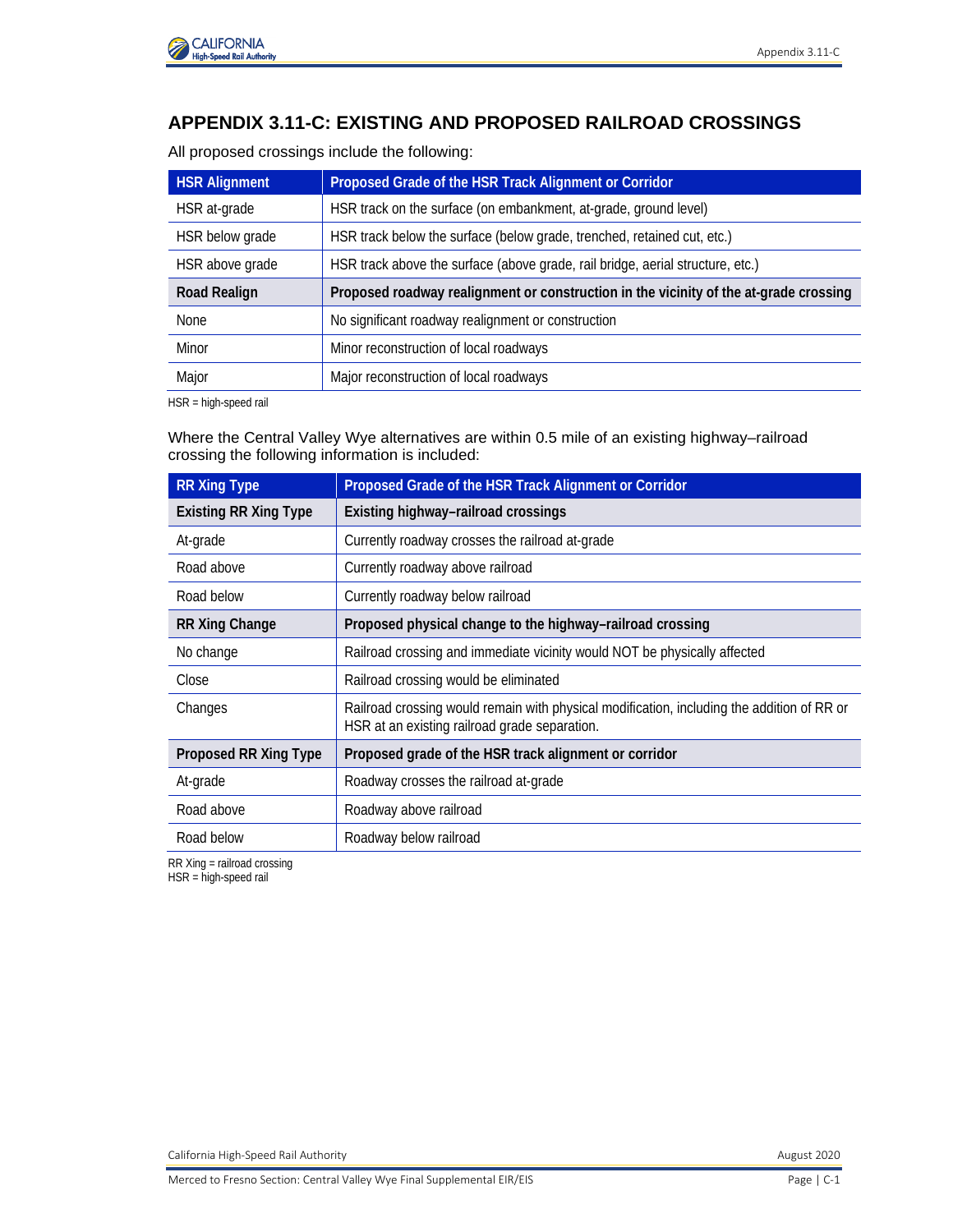## APPENDIX 3.11-C: EXISTING AND PROPOSED RAILROAD CROSSINGS

All proposed crossings include the following:

| HSR Alignment | Proposed Grade of the HSR Track Alignment or Corridor |
|---|---|
| HSR at-grade | HSR track on the surface (on embankment, at-grade, ground level) |
| HSR below grade | HSR track below the surface (below grade, trenched, retained cut, etc.) |
| HSR above grade | HSR track above the surface (above grade, rail bridge, aerial structure, etc.) |
| **Road Realign** | **Proposed roadway realignment or construction in the vicinity of the at-grade crossing** |
| None | No significant roadway realignment or construction |
| Minor | Minor reconstruction of local roadways |
| Major | Major reconstruction of local roadways |

HSR = high-speed rail

Where the Central Valley Wye alternatives are within 0.5 mile of an existing highway–railroad crossing the following information is included:

| RR Xing Type | Proposed Grade of the HSR Track Alignment or Corridor |
|---|---|
| **Existing RR Xing Type** | **Existing highway–railroad crossings** |
| At-grade | Currently roadway crosses the railroad at-grade |
| Road above | Currently roadway above railroad |
| Road below | Currently roadway below railroad |
| **RR Xing Change** | **Proposed physical change to the highway–railroad crossing** |
| No change | Railroad crossing and immediate vicinity would NOT be physically affected |
| Close | Railroad crossing would be eliminated |
| Changes | Railroad crossing would remain with physical modification, including the addition of RR or HSR at an existing railroad grade separation. |
| **Proposed RR Xing Type** | **Proposed grade of the HSR track alignment or corridor** |
| At-grade | Roadway crosses the railroad at-grade |
| Road above | Roadway above railroad |
| Road below | Roadway below railroad |

RR Xing = railroad crossing
HSR = high-speed rail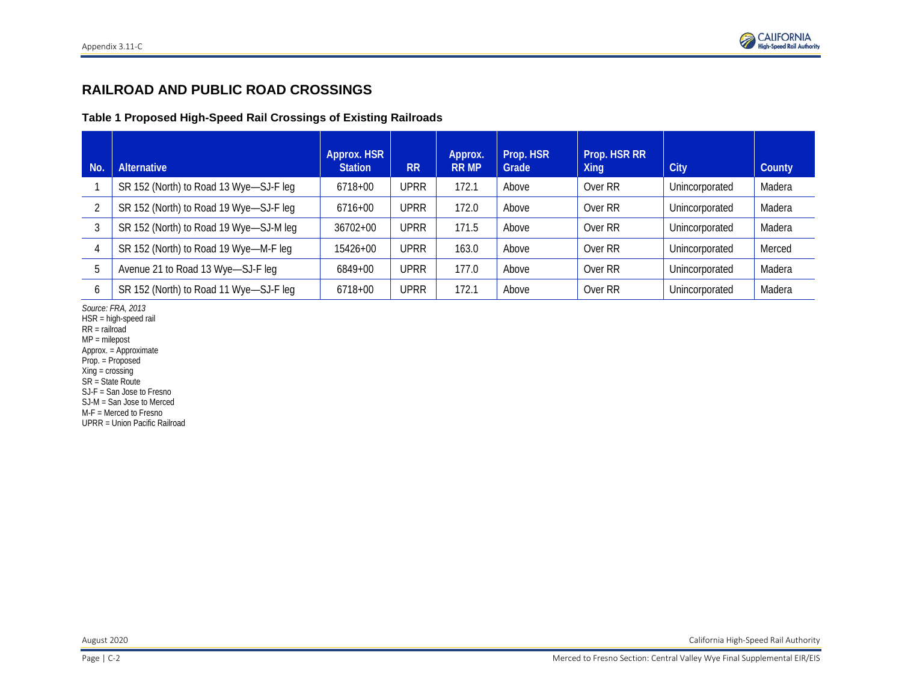## RAILROAD AND PUBLIC ROAD CROSSINGS

### Table 1 Proposed High-Speed Rail Crossings of Existing Railroads

| No. | Alternative | Approx. HSR Station | RR | Approx. RR MP | Prop. HSR Grade | Prop. HSR RR Xing | City | County |
|---|---|---|---|---|---|---|---|---|
| 1 | SR 152 (North) to Road 13 Wye—SJ-F leg | 6718+00 | UPRR | 172.1 | Above | Over RR | Unincorporated | Madera |
| 2 | SR 152 (North) to Road 19 Wye—SJ-F leg | 6716+00 | UPRR | 172.0 | Above | Over RR | Unincorporated | Madera |
| 3 | SR 152 (North) to Road 19 Wye—SJ-M leg | 36702+00 | UPRR | 171.5 | Above | Over RR | Unincorporated | Madera |
| 4 | SR 152 (North) to Road 19 Wye—M-F leg | 15426+00 | UPRR | 163.0 | Above | Over RR | Unincorporated | Merced |
| 5 | Avenue 21 to Road 13 Wye—SJ-F leg | 6849+00 | UPRR | 177.0 | Above | Over RR | Unincorporated | Madera |
| 6 | SR 152 (North) to Road 11 Wye—SJ-F leg | 6718+00 | UPRR | 172.1 | Above | Over RR | Unincorporated | Madera |

*Source: FRA, 2013*
HSR = high-speed rail
RR = railroad
MP = milepost
Approx. = Approximate
Prop. = Proposed
Xing = crossing
SR = State Route
SJ-F = San Jose to Fresno
SJ-M = San Jose to Merced
M-F = Merced to Fresno
UPRR = Union Pacific Railroad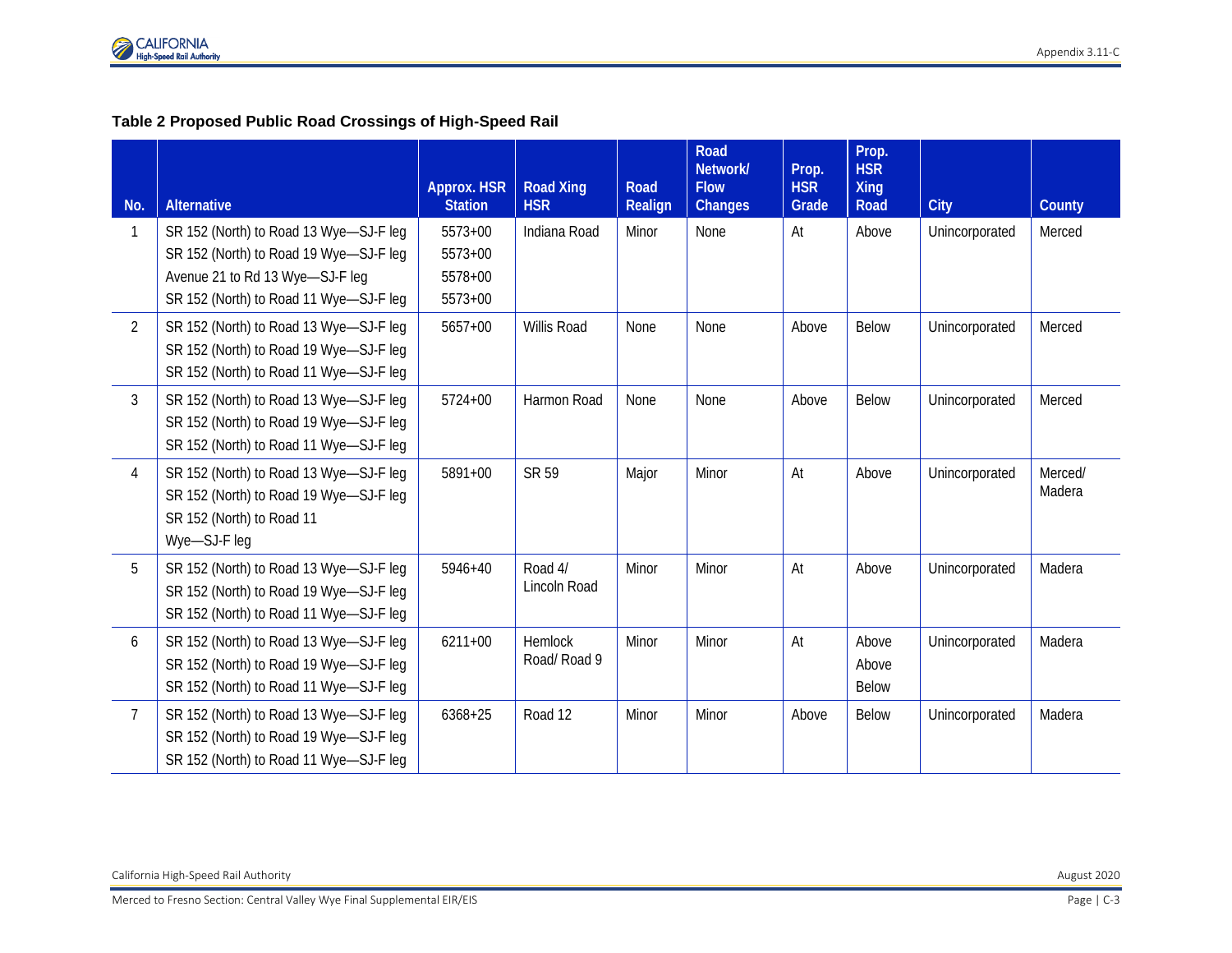**Table 2 Proposed Public Road Crossings of High-Speed Rail**

| No. | Alternative | Approx. HSR Station | Road Xing HSR | Road Realign | Road Network/ Flow Changes | Prop. HSR Grade | Prop. HSR Xing Road | City | County |
|---|---|---|---|---|---|---|---|---|---|
| 1 | SR 152 (North) to Road 13 Wye—SJ-F leg<br>SR 152 (North) to Road 19 Wye—SJ-F leg<br>Avenue 21 to Rd 13 Wye—SJ-F leg<br>SR 152 (North) to Road 11 Wye—SJ-F leg | 5573+00<br>5573+00<br>5578+00<br>5573+00 | Indiana Road | Minor | None | At | Above | Unincorporated | Merced |
| 2 | SR 152 (North) to Road 13 Wye—SJ-F leg<br>SR 152 (North) to Road 19 Wye—SJ-F leg<br>SR 152 (North) to Road 11 Wye—SJ-F leg | 5657+00 | Willis Road | None | None | Above | Below | Unincorporated | Merced |
| 3 | SR 152 (North) to Road 13 Wye—SJ-F leg<br>SR 152 (North) to Road 19 Wye—SJ-F leg<br>SR 152 (North) to Road 11 Wye—SJ-F leg | 5724+00 | Harmon Road | None | None | Above | Below | Unincorporated | Merced |
| 4 | SR 152 (North) to Road 13 Wye—SJ-F leg<br>SR 152 (North) to Road 19 Wye—SJ-F leg<br>SR 152 (North) to Road 11 Wye—SJ-F leg | 5891+00 | SR 59 | Major | Minor | At | Above | Unincorporated | Merced/ Madera |
| 5 | SR 152 (North) to Road 13 Wye—SJ-F leg<br>SR 152 (North) to Road 19 Wye—SJ-F leg<br>SR 152 (North) to Road 11 Wye—SJ-F leg | 5946+40 | Road 4/ Lincoln Road | Minor | Minor | At | Above | Unincorporated | Madera |
| 6 | SR 152 (North) to Road 13 Wye—SJ-F leg<br>SR 152 (North) to Road 19 Wye—SJ-F leg<br>SR 152 (North) to Road 11 Wye—SJ-F leg | 6211+00 | Hemlock Road/ Road 9 | Minor | Minor | At | Above<br>Above<br>Below | Unincorporated | Madera |
| 7 | SR 152 (North) to Road 13 Wye—SJ-F leg<br>SR 152 (North) to Road 19 Wye—SJ-F leg<br>SR 152 (North) to Road 11 Wye—SJ-F leg | 6368+25 | Road 12 | Minor | Minor | Above | Below | Unincorporated | Madera |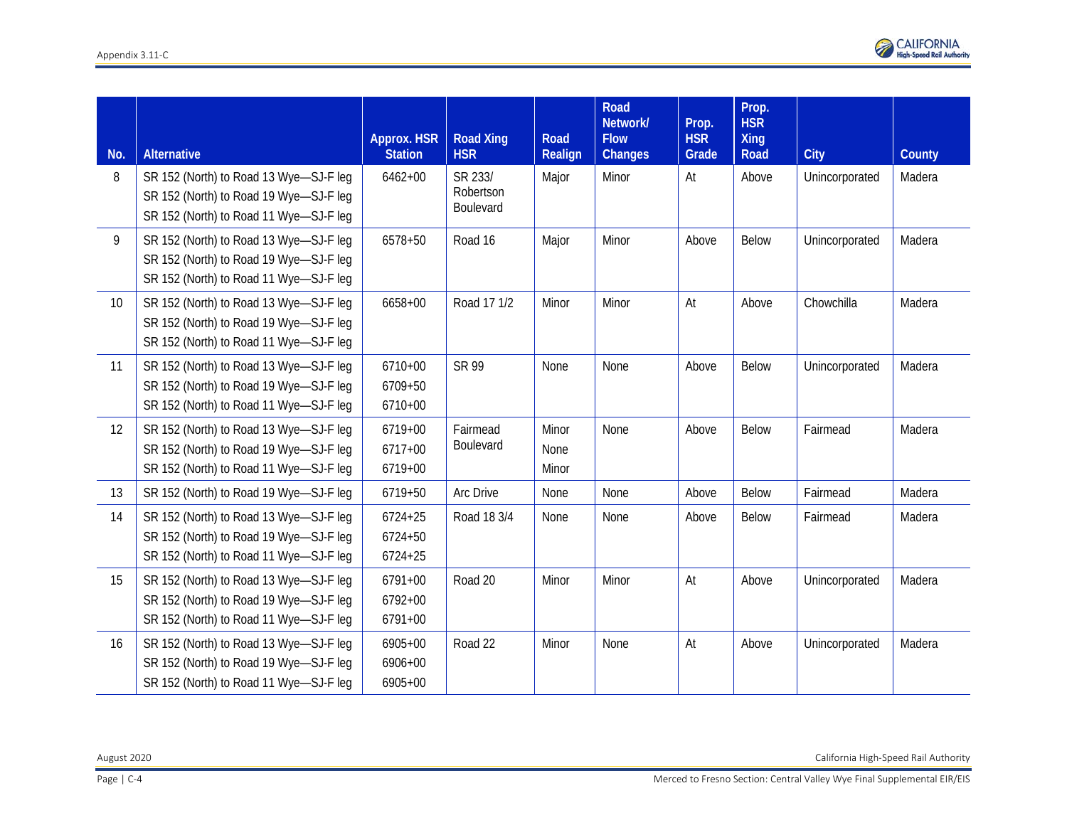| No. | Alternative | Approx. HSR Station | Road Xing HSR | Road Realign | Road Network/ Flow Changes | Prop. HSR Grade | Prop. HSR Xing Road | City | County |
|---|---|---|---|---|---|---|---|---|---|
| 8 | SR 152 (North) to Road 13 Wye—SJ-F leg<br>SR 152 (North) to Road 19 Wye—SJ-F leg<br>SR 152 (North) to Road 11 Wye—SJ-F leg | 6462+00 | SR 233/ Robertson Boulevard | Major | Minor | At | Above | Unincorporated | Madera |
| 9 | SR 152 (North) to Road 13 Wye—SJ-F leg<br>SR 152 (North) to Road 19 Wye—SJ-F leg<br>SR 152 (North) to Road 11 Wye—SJ-F leg | 6578+50 | Road 16 | Major | Minor | Above | Below | Unincorporated | Madera |
| 10 | SR 152 (North) to Road 13 Wye—SJ-F leg<br>SR 152 (North) to Road 19 Wye—SJ-F leg<br>SR 152 (North) to Road 11 Wye—SJ-F leg | 6658+00 | Road 17 1/2 | Minor | Minor | At | Above | Chowchilla | Madera |
| 11 | SR 152 (North) to Road 13 Wye—SJ-F leg<br>SR 152 (North) to Road 19 Wye—SJ-F leg<br>SR 152 (North) to Road 11 Wye—SJ-F leg | 6710+00<br>6709+50<br>6710+00 | SR 99 | None | None | Above | Below | Unincorporated | Madera |
| 12 | SR 152 (North) to Road 13 Wye—SJ-F leg<br>SR 152 (North) to Road 19 Wye—SJ-F leg<br>SR 152 (North) to Road 11 Wye—SJ-F leg | 6719+00<br>6717+00<br>6719+00 | Fairmead Boulevard | Minor<br>None<br>Minor | None | Above | Below | Fairmead | Madera |
| 13 | SR 152 (North) to Road 19 Wye—SJ-F leg | 6719+50 | Arc Drive | None | None | Above | Below | Fairmead | Madera |
| 14 | SR 152 (North) to Road 13 Wye—SJ-F leg<br>SR 152 (North) to Road 19 Wye—SJ-F leg<br>SR 152 (North) to Road 11 Wye—SJ-F leg | 6724+25<br>6724+50<br>6724+25 | Road 18 3/4 | None | None | Above | Below | Fairmead | Madera |
| 15 | SR 152 (North) to Road 13 Wye—SJ-F leg<br>SR 152 (North) to Road 19 Wye—SJ-F leg<br>SR 152 (North) to Road 11 Wye—SJ-F leg | 6791+00<br>6792+00<br>6791+00 | Road 20 | Minor | Minor | At | Above | Unincorporated | Madera |
| 16 | SR 152 (North) to Road 13 Wye—SJ-F leg<br>SR 152 (North) to Road 19 Wye—SJ-F leg<br>SR 152 (North) to Road 11 Wye—SJ-F leg | 6905+00<br>6906+00<br>6905+00 | Road 22 | Minor | None | At | Above | Unincorporated | Madera |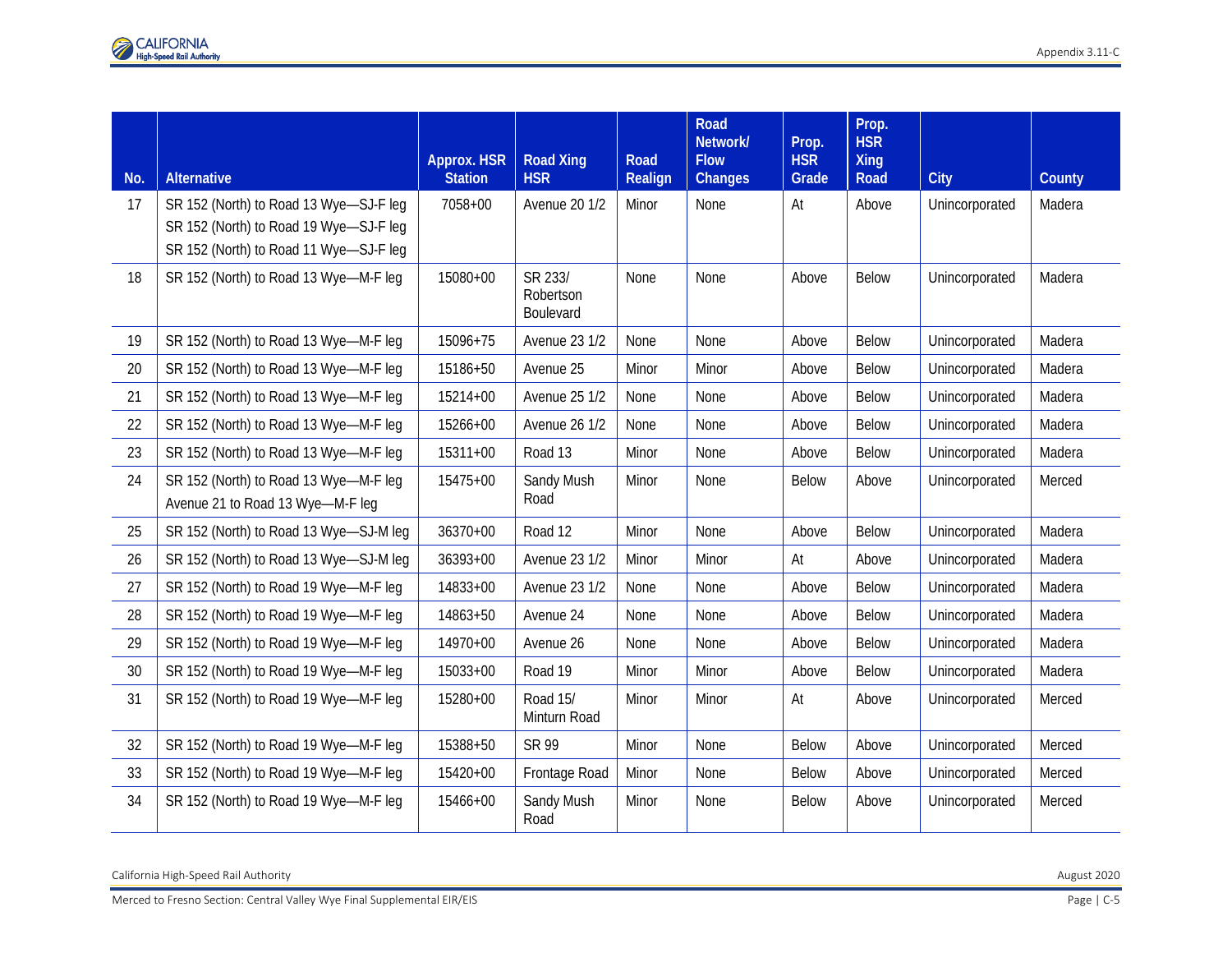| No. | Alternative | Approx. HSR Station | Road Xing HSR | Road Realign | Road Network/ Flow Changes | Prop. HSR Grade | Prop. HSR Xing Road | City | County |
|---|---|---|---|---|---|---|---|---|---|
| 17 | SR 152 (North) to Road 13 Wye—SJ-F leg<br>SR 152 (North) to Road 19 Wye—SJ-F leg<br>SR 152 (North) to Road 11 Wye—SJ-F leg | 7058+00 | Avenue 20 1/2 | Minor | None | At | Above | Unincorporated | Madera |
| 18 | SR 152 (North) to Road 13 Wye—M-F leg | 15080+00 | SR 233/ Robertson Boulevard | None | None | Above | Below | Unincorporated | Madera |
| 19 | SR 152 (North) to Road 13 Wye—M-F leg | 15096+75 | Avenue 23 1/2 | None | None | Above | Below | Unincorporated | Madera |
| 20 | SR 152 (North) to Road 13 Wye—M-F leg | 15186+50 | Avenue 25 | Minor | Minor | Above | Below | Unincorporated | Madera |
| 21 | SR 152 (North) to Road 13 Wye—M-F leg | 15214+00 | Avenue 25 1/2 | None | None | Above | Below | Unincorporated | Madera |
| 22 | SR 152 (North) to Road 13 Wye—M-F leg | 15266+00 | Avenue 26 1/2 | None | None | Above | Below | Unincorporated | Madera |
| 23 | SR 152 (North) to Road 13 Wye—M-F leg | 15311+00 | Road 13 | Minor | None | Above | Below | Unincorporated | Madera |
| 24 | SR 152 (North) to Road 13 Wye—M-F leg<br>Avenue 21 to Road 13 Wye—M-F leg | 15475+00 | Sandy Mush Road | Minor | None | Below | Above | Unincorporated | Merced |
| 25 | SR 152 (North) to Road 13 Wye—SJ-M leg | 36370+00 | Road 12 | Minor | None | Above | Below | Unincorporated | Madera |
| 26 | SR 152 (North) to Road 13 Wye—SJ-M leg | 36393+00 | Avenue 23 1/2 | Minor | Minor | At | Above | Unincorporated | Madera |
| 27 | SR 152 (North) to Road 19 Wye—M-F leg | 14833+00 | Avenue 23 1/2 | None | None | Above | Below | Unincorporated | Madera |
| 28 | SR 152 (North) to Road 19 Wye—M-F leg | 14863+50 | Avenue 24 | None | None | Above | Below | Unincorporated | Madera |
| 29 | SR 152 (North) to Road 19 Wye—M-F leg | 14970+00 | Avenue 26 | None | None | Above | Below | Unincorporated | Madera |
| 30 | SR 152 (North) to Road 19 Wye—M-F leg | 15033+00 | Road 19 | Minor | Minor | Above | Below | Unincorporated | Madera |
| 31 | SR 152 (North) to Road 19 Wye—M-F leg | 15280+00 | Road 15/ Minturn Road | Minor | Minor | At | Above | Unincorporated | Merced |
| 32 | SR 152 (North) to Road 19 Wye—M-F leg | 15388+50 | SR 99 | Minor | None | Below | Above | Unincorporated | Merced |
| 33 | SR 152 (North) to Road 19 Wye—M-F leg | 15420+00 | Frontage Road | Minor | None | Below | Above | Unincorporated | Merced |
| 34 | SR 152 (North) to Road 19 Wye—M-F leg | 15466+00 | Sandy Mush Road | Minor | None | Below | Above | Unincorporated | Merced |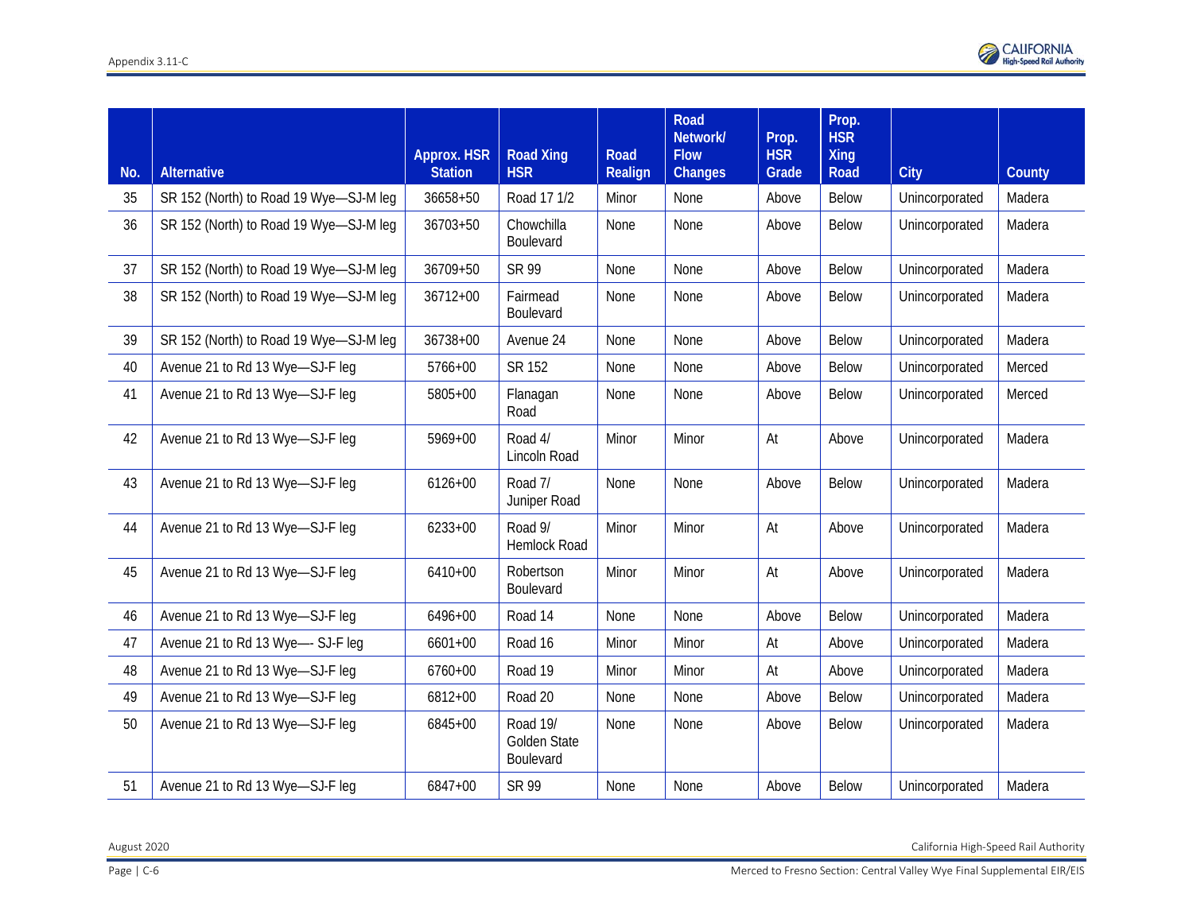| No. | Alternative | Approx. HSR Station | Road Xing HSR | Road Realign | Road Network/ Flow Changes | Prop. HSR Grade | Prop. HSR Xing Road | City | County |
|---|---|---|---|---|---|---|---|---|---|
| 35 | SR 152 (North) to Road 19 Wye—SJ-M leg | 36658+50 | Road 17 1/2 | Minor | None | Above | Below | Unincorporated | Madera |
| 36 | SR 152 (North) to Road 19 Wye—SJ-M leg | 36703+50 | Chowchilla Boulevard | None | None | Above | Below | Unincorporated | Madera |
| 37 | SR 152 (North) to Road 19 Wye—SJ-M leg | 36709+50 | SR 99 | None | None | Above | Below | Unincorporated | Madera |
| 38 | SR 152 (North) to Road 19 Wye—SJ-M leg | 36712+00 | Fairmead Boulevard | None | None | Above | Below | Unincorporated | Madera |
| 39 | SR 152 (North) to Road 19 Wye—SJ-M leg | 36738+00 | Avenue 24 | None | None | Above | Below | Unincorporated | Madera |
| 40 | Avenue 21 to Rd 13 Wye—SJ-F leg | 5766+00 | SR 152 | None | None | Above | Below | Unincorporated | Merced |
| 41 | Avenue 21 to Rd 13 Wye—SJ-F leg | 5805+00 | Flanagan Road | None | None | Above | Below | Unincorporated | Merced |
| 42 | Avenue 21 to Rd 13 Wye—SJ-F leg | 5969+00 | Road 4/ Lincoln Road | Minor | Minor | At | Above | Unincorporated | Madera |
| 43 | Avenue 21 to Rd 13 Wye—SJ-F leg | 6126+00 | Road 7/ Juniper Road | None | None | Above | Below | Unincorporated | Madera |
| 44 | Avenue 21 to Rd 13 Wye—SJ-F leg | 6233+00 | Road 9/ Hemlock Road | Minor | Minor | At | Above | Unincorporated | Madera |
| 45 | Avenue 21 to Rd 13 Wye—SJ-F leg | 6410+00 | Robertson Boulevard | Minor | Minor | At | Above | Unincorporated | Madera |
| 46 | Avenue 21 to Rd 13 Wye—SJ-F leg | 6496+00 | Road 14 | None | None | Above | Below | Unincorporated | Madera |
| 47 | Avenue 21 to Rd 13 Wye—- SJ-F leg | 6601+00 | Road 16 | Minor | Minor | At | Above | Unincorporated | Madera |
| 48 | Avenue 21 to Rd 13 Wye—SJ-F leg | 6760+00 | Road 19 | Minor | Minor | At | Above | Unincorporated | Madera |
| 49 | Avenue 21 to Rd 13 Wye—SJ-F leg | 6812+00 | Road 20 | None | None | Above | Below | Unincorporated | Madera |
| 50 | Avenue 21 to Rd 13 Wye—SJ-F leg | 6845+00 | Road 19/ Golden State Boulevard | None | None | Above | Below | Unincorporated | Madera |
| 51 | Avenue 21 to Rd 13 Wye—SJ-F leg | 6847+00 | SR 99 | None | None | Above | Below | Unincorporated | Madera |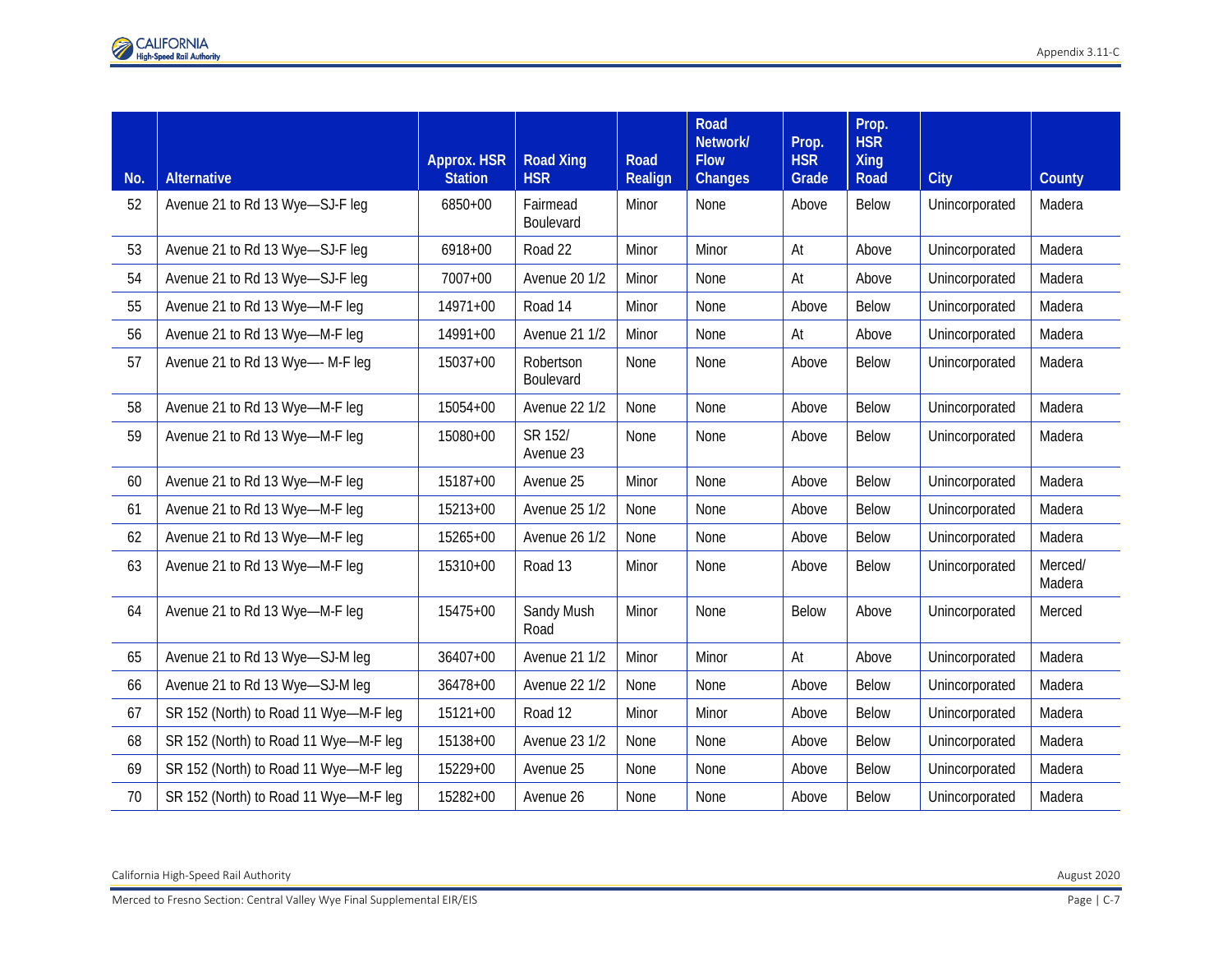| No. | Alternative | Approx. HSR Station | Road Xing HSR | Road Realign | Road Network/ Flow Changes | Prop. HSR Grade | Prop. HSR Xing Road | City | County |
|---|---|---|---|---|---|---|---|---|---|
| 52 | Avenue 21 to Rd 13 Wye—SJ-F leg | 6850+00 | Fairmead Boulevard | Minor | None | Above | Below | Unincorporated | Madera |
| 53 | Avenue 21 to Rd 13 Wye—SJ-F leg | 6918+00 | Road 22 | Minor | Minor | At | Above | Unincorporated | Madera |
| 54 | Avenue 21 to Rd 13 Wye—SJ-F leg | 7007+00 | Avenue 20 1/2 | Minor | None | At | Above | Unincorporated | Madera |
| 55 | Avenue 21 to Rd 13 Wye—M-F leg | 14971+00 | Road 14 | Minor | None | Above | Below | Unincorporated | Madera |
| 56 | Avenue 21 to Rd 13 Wye—M-F leg | 14991+00 | Avenue 21 1/2 | Minor | None | At | Above | Unincorporated | Madera |
| 57 | Avenue 21 to Rd 13 Wye—- M-F leg | 15037+00 | Robertson Boulevard | None | None | Above | Below | Unincorporated | Madera |
| 58 | Avenue 21 to Rd 13 Wye—M-F leg | 15054+00 | Avenue 22 1/2 | None | None | Above | Below | Unincorporated | Madera |
| 59 | Avenue 21 to Rd 13 Wye—M-F leg | 15080+00 | SR 152/ Avenue 23 | None | None | Above | Below | Unincorporated | Madera |
| 60 | Avenue 21 to Rd 13 Wye—M-F leg | 15187+00 | Avenue 25 | Minor | None | Above | Below | Unincorporated | Madera |
| 61 | Avenue 21 to Rd 13 Wye—M-F leg | 15213+00 | Avenue 25 1/2 | None | None | Above | Below | Unincorporated | Madera |
| 62 | Avenue 21 to Rd 13 Wye—M-F leg | 15265+00 | Avenue 26 1/2 | None | None | Above | Below | Unincorporated | Madera |
| 63 | Avenue 21 to Rd 13 Wye—M-F leg | 15310+00 | Road 13 | Minor | None | Above | Below | Unincorporated | Merced/ Madera |
| 64 | Avenue 21 to Rd 13 Wye—M-F leg | 15475+00 | Sandy Mush Road | Minor | None | Below | Above | Unincorporated | Merced |
| 65 | Avenue 21 to Rd 13 Wye—SJ-M leg | 36407+00 | Avenue 21 1/2 | Minor | Minor | At | Above | Unincorporated | Madera |
| 66 | Avenue 21 to Rd 13 Wye—SJ-M leg | 36478+00 | Avenue 22 1/2 | None | None | Above | Below | Unincorporated | Madera |
| 67 | SR 152 (North) to Road 11 Wye—M-F leg | 15121+00 | Road 12 | Minor | Minor | Above | Below | Unincorporated | Madera |
| 68 | SR 152 (North) to Road 11 Wye—M-F leg | 15138+00 | Avenue 23 1/2 | None | None | Above | Below | Unincorporated | Madera |
| 69 | SR 152 (North) to Road 11 Wye—M-F leg | 15229+00 | Avenue 25 | None | None | Above | Below | Unincorporated | Madera |
| 70 | SR 152 (North) to Road 11 Wye—M-F leg | 15282+00 | Avenue 26 | None | None | Above | Below | Unincorporated | Madera |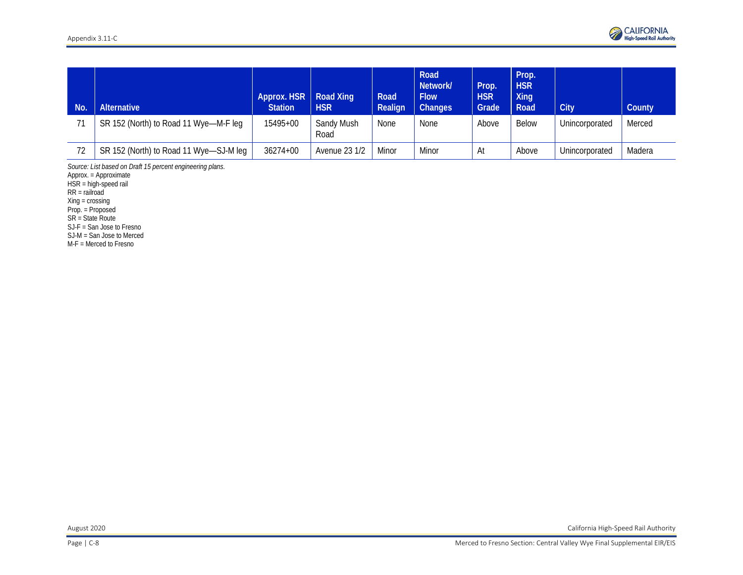| No. | Alternative | Approx. HSR Station | Road Xing HSR | Road Realign | Road Network/ Flow Changes | Prop. HSR Grade | Prop. HSR Xing Road | City | County |
|---|---|---|---|---|---|---|---|---|---|
| 71 | SR 152 (North) to Road 11 Wye—M-F leg | 15495+00 | Sandy Mush Road | None | None | Above | Below | Unincorporated | Merced |
| 72 | SR 152 (North) to Road 11 Wye—SJ-M leg | 36274+00 | Avenue 23 1/2 | Minor | Minor | At | Above | Unincorporated | Madera |

*Source: List based on Draft 15 percent engineering plans.*
Approx. = Approximate
HSR = high-speed rail
RR = railroad
Xing = crossing
Prop. = Proposed
SR = State Route
SJ-F = San Jose to Fresno
SJ-M = San Jose to Merced
M-F = Merced to Fresno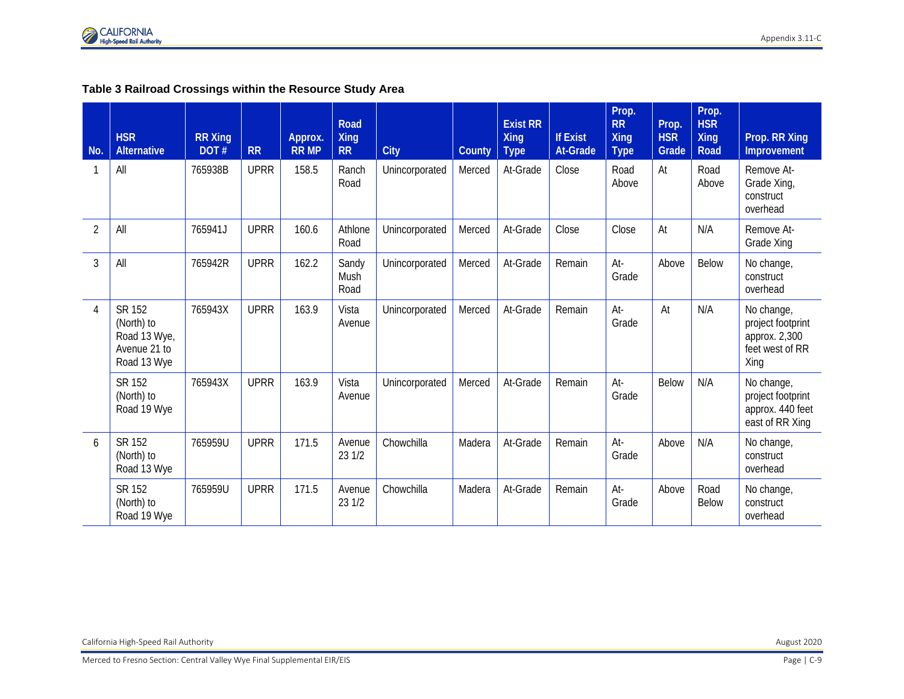**Table 3 Railroad Crossings within the Resource Study Area**

| No. | HSR Alternative | RR Xing DOT # | RR | Approx. RR MP | Road Xing RR | City | County | Exist RR Xing Type | If Exist At-Grade | Prop. RR Xing Type | Prop. HSR Grade | Prop. HSR Xing Road | Prop. RR Xing Improvement |
|---|---|---|---|---|---|---|---|---|---|---|---|---|---|
| 1 | All | 765938B | UPRR | 158.5 | Ranch Road | Unincorporated | Merced | At-Grade | Close | Road Above | At | Road Above | Remove At-Grade Xing, construct overhead |
| 2 | All | 765941J | UPRR | 160.6 | Athlone Road | Unincorporated | Merced | At-Grade | Close | Close | At | N/A | Remove At-Grade Xing |
| 3 | All | 765942R | UPRR | 162.2 | Sandy Mush Road | Unincorporated | Merced | At-Grade | Remain | At-Grade | Above | Below | No change, construct overhead |
| 4 | SR 152 (North) to Road 13 Wye, Avenue 21 to Road 13 Wye | 765943X | UPRR | 163.9 | Vista Avenue | Unincorporated | Merced | At-Grade | Remain | At-Grade | At | N/A | No change, project footprint approx. 2,300 feet west of RR Xing |
| | SR 152 (North) to Road 19 Wye | 765943X | UPRR | 163.9 | Vista Avenue | Unincorporated | Merced | At-Grade | Remain | At-Grade | Below | N/A | No change, project footprint approx. 440 feet east of RR Xing |
| 6 | SR 152 (North) to Road 13 Wye | 765959U | UPRR | 171.5 | Avenue 23 1/2 | Chowchilla | Madera | At-Grade | Remain | At-Grade | Above | N/A | No change, construct overhead |
| | SR 152 (North) to Road 19 Wye | 765959U | UPRR | 171.5 | Avenue 23 1/2 | Chowchilla | Madera | At-Grade | Remain | At-Grade | Above | Road Below | No change, construct overhead |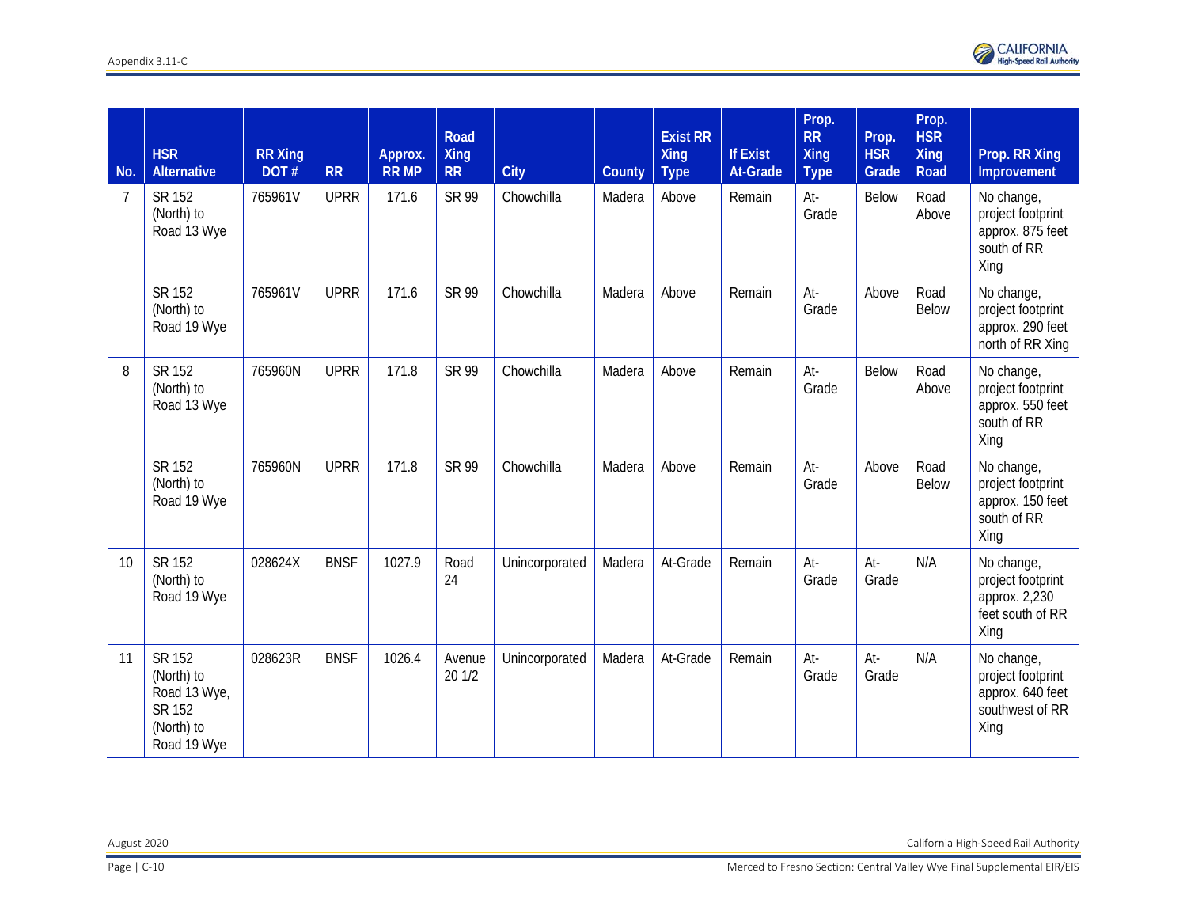| No. | HSR Alternative | RR Xing DOT # | RR | Approx. RR MP | Road Xing RR | City | County | Exist RR Xing Type | If Exist At-Grade | Prop. RR Xing Type | Prop. HSR Grade | Prop. HSR Xing Road | Prop. RR Xing Improvement |
|---|---|---|---|---|---|---|---|---|---|---|---|---|---|
| 7 | SR 152 (North) to Road 13 Wye | 765961V | UPRR | 171.6 | SR 99 | Chowchilla | Madera | Above | Remain | At-Grade | Below | Road Above | No change, project footprint approx. 875 feet south of RR Xing |
| | SR 152 (North) to Road 19 Wye | 765961V | UPRR | 171.6 | SR 99 | Chowchilla | Madera | Above | Remain | At-Grade | Above | Road Below | No change, project footprint approx. 290 feet north of RR Xing |
| 8 | SR 152 (North) to Road 13 Wye | 765960N | UPRR | 171.8 | SR 99 | Chowchilla | Madera | Above | Remain | At-Grade | Below | Road Above | No change, project footprint approx. 550 feet south of RR Xing |
| | SR 152 (North) to Road 19 Wye | 765960N | UPRR | 171.8 | SR 99 | Chowchilla | Madera | Above | Remain | At-Grade | Above | Road Below | No change, project footprint approx. 150 feet south of RR Xing |
| 10 | SR 152 (North) to Road 19 Wye | 028624X | BNSF | 1027.9 | Road 24 | Unincorporated | Madera | At-Grade | Remain | At-Grade | At-Grade | N/A | No change, project footprint approx. 2,230 feet south of RR Xing |
| 11 | SR 152 (North) to Road 13 Wye, SR 152 (North) to Road 19 Wye | 028623R | BNSF | 1026.4 | Avenue 20 1/2 | Unincorporated | Madera | At-Grade | Remain | At-Grade | At-Grade | N/A | No change, project footprint approx. 640 feet southwest of RR Xing |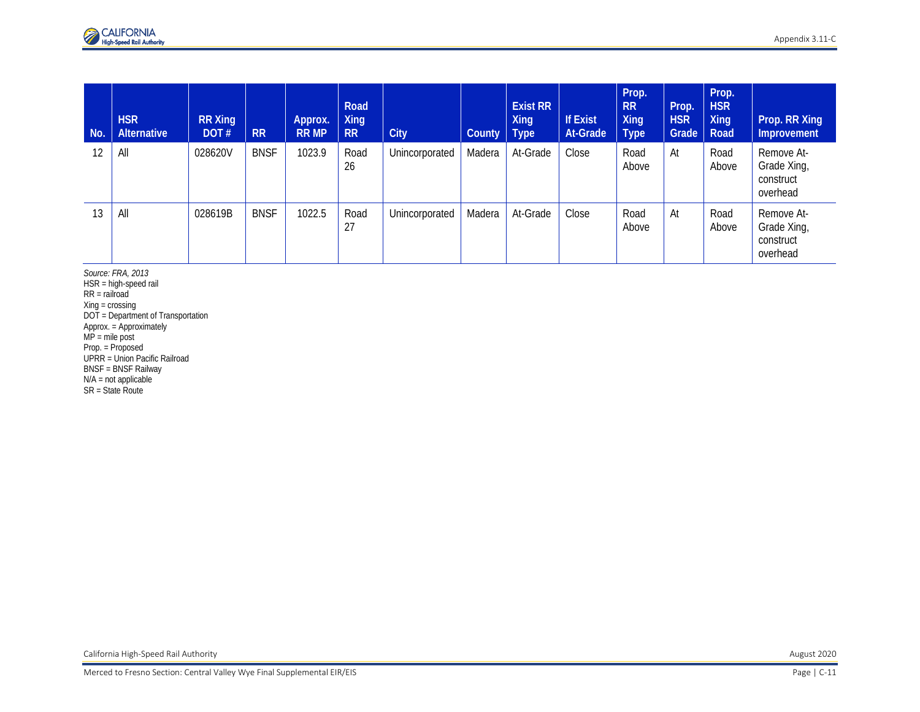| No. | HSR Alternative | RR Xing DOT # | RR | Approx. RR MP | Road Xing RR | City | County | Exist RR Xing Type | If Exist At-Grade | Prop. RR Xing Type | Prop. HSR Grade | Prop. HSR Xing Road | Prop. RR Xing Improvement |
|---|---|---|---|---|---|---|---|---|---|---|---|---|---|
| 12 | All | 028620V | BNSF | 1023.9 | Road 26 | Unincorporated | Madera | At-Grade | Close | Road Above | At | Road Above | Remove At-Grade Xing, construct overhead |
| 13 | All | 028619B | BNSF | 1022.5 | Road 27 | Unincorporated | Madera | At-Grade | Close | Road Above | At | Road Above | Remove At-Grade Xing, construct overhead |

*Source: FRA, 2013*
HSR = high-speed rail
RR = railroad
Xing = crossing
DOT = Department of Transportation
Approx. = Approximately
MP = mile post
Prop. = Proposed
UPRR = Union Pacific Railroad
BNSF = BNSF Railway
N/A = not applicable
SR = State Route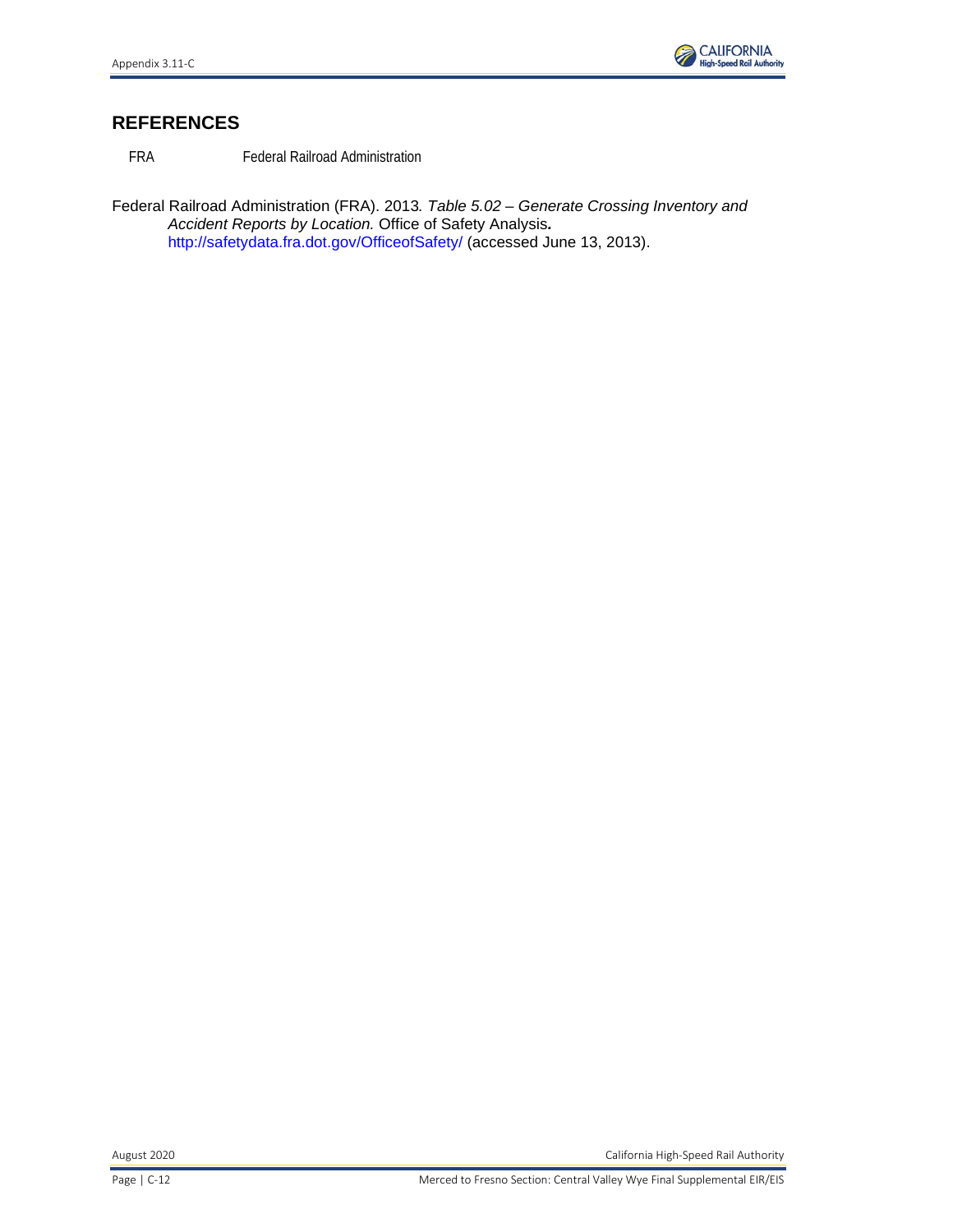## REFERENCES

FRA Federal Railroad Administration

Federal Railroad Administration (FRA). 2013*. Table 5.02 – Generate Crossing Inventory and Accident Reports by Location.* Office of Safety Analysis**.** http://safetydata.fra.dot.gov/OfficeofSafety/ (accessed June 13, 2013).